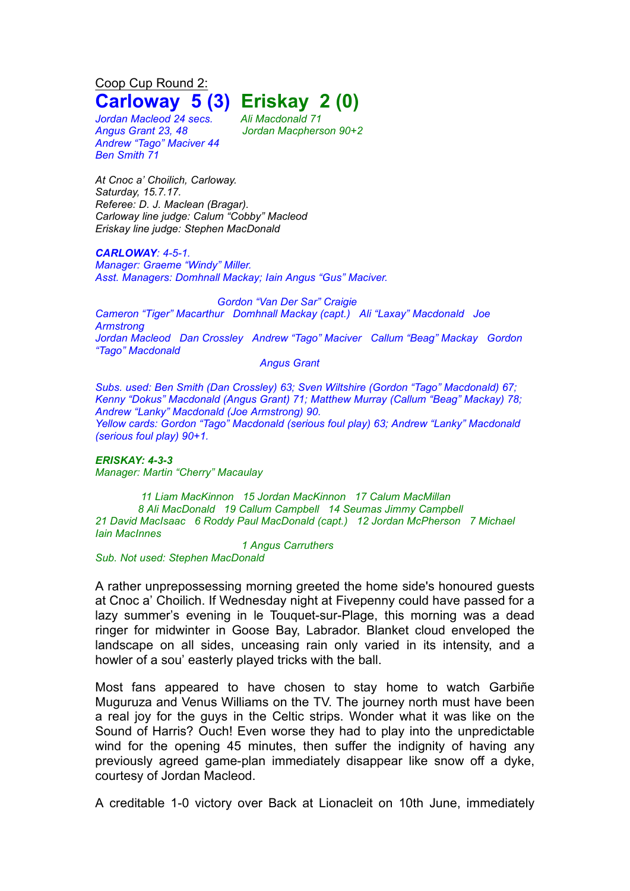Coop Cup Round 2:

# Carloway 5 (3) Eriskay 2 (0)

*Jordan Macleod 24 secs.*
*Angus Grant 23, 48*
*Andrew "Tago" Maciver 44*
*Ben Smith 71*

*Ali Macdonald 71*
*Jordan Macpherson 90+2*

*At Cnoc a' Choilich, Carloway.*
*Saturday, 15.7.17.*
*Referee: D. J. Maclean (Bragar).*
*Carloway line judge: Calum "Cobby" Macleod*
*Eriskay line judge: Stephen MacDonald*

***CARLOWAY**: 4-5-1.*
*Manager: Graeme "Windy" Miller.*
*Asst. Managers: Domhnall Mackay; Iain Angus "Gus" Maciver.*

*Gordon "Van Der Sar" Craigie*
*Cameron "Tiger" Macarthur Domhnall Mackay (capt.) Ali "Laxay" Macdonald Joe Armstrong*
*Jordan Macleod Dan Crossley Andrew "Tago" Maciver Callum "Beag" Mackay Gordon "Tago" Macdonald*
*Angus Grant*

*Subs. used: Ben Smith (Dan Crossley) 63; Sven Wiltshire (Gordon "Tago" Macdonald) 67; Kenny "Dokus" Macdonald (Angus Grant) 71; Matthew Murray (Callum "Beag" Mackay) 78; Andrew "Lanky" Macdonald (Joe Armstrong) 90.*
*Yellow cards: Gordon "Tago" Macdonald (serious foul play) 63; Andrew "Lanky" Macdonald (serious foul play) 90+1.*

***ERISKAY: 4-3-3***
*Manager: Martin "Cherry" Macaulay*

*11 Liam MacKinnon 15 Jordan MacKinnon 17 Calum MacMillan*
*8 Ali MacDonald 19 Callum Campbell 14 Seumas Jimmy Campbell*
*21 David MacIsaac 6 Roddy Paul MacDonald (capt.) 12 Jordan McPherson 7 Michael Iain MacInnes*
*1 Angus Carruthers*
*Sub. Not used: Stephen MacDonald*

A rather unprepossessing morning greeted the home side's honoured guests at Cnoc a' Choilich. If Wednesday night at Fivepenny could have passed for a lazy summer's evening in le Touquet-sur-Plage, this morning was a dead ringer for midwinter in Goose Bay, Labrador. Blanket cloud enveloped the landscape on all sides, unceasing rain only varied in its intensity, and a howler of a sou' easterly played tricks with the ball.

Most fans appeared to have chosen to stay home to watch Garbiñe Muguruza and Venus Williams on the TV. The journey north must have been a real joy for the guys in the Celtic strips. Wonder what it was like on the Sound of Harris? Ouch! Even worse they had to play into the unpredictable wind for the opening 45 minutes, then suffer the indignity of having any previously agreed game-plan immediately disappear like snow off a dyke, courtesy of Jordan Macleod.

A creditable 1-0 victory over Back at Lionacleit on 10th June, immediately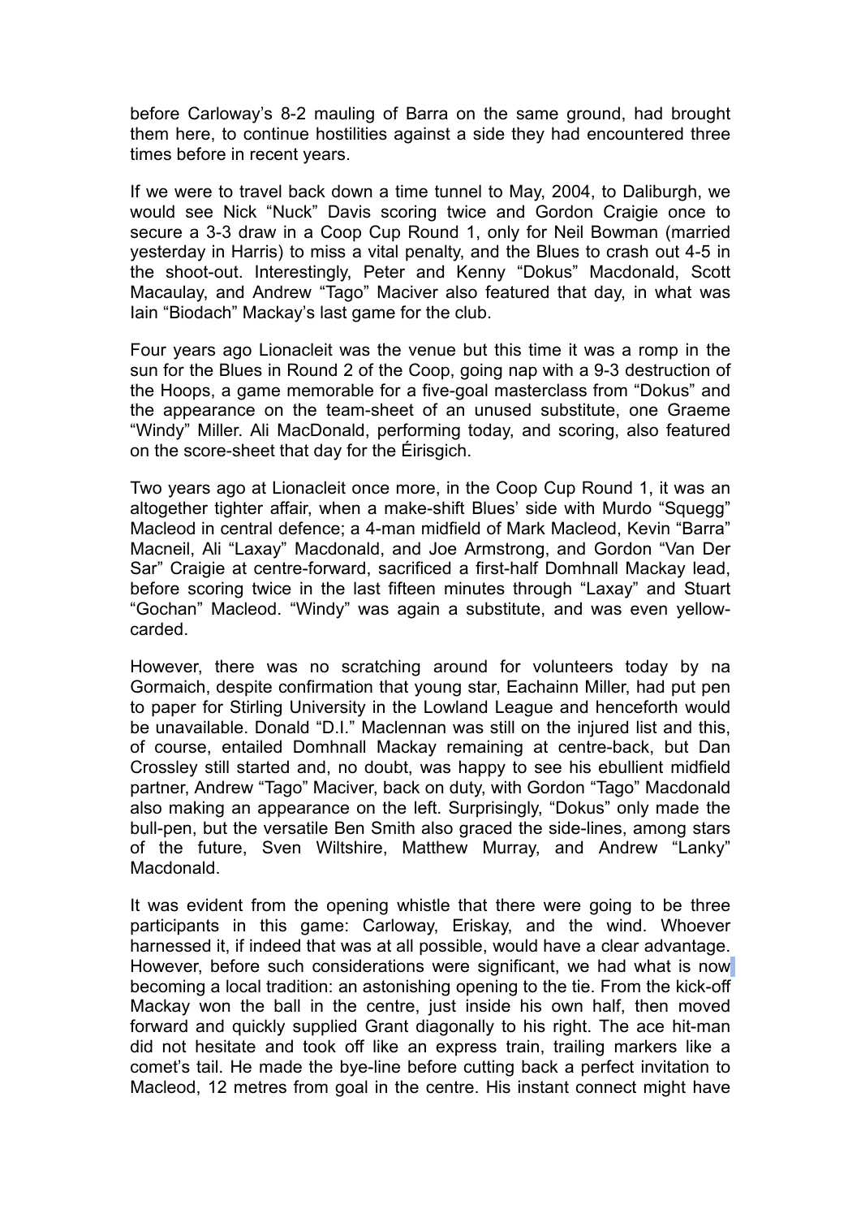before Carloway's 8-2 mauling of Barra on the same ground, had brought them here, to continue hostilities against a side they had encountered three times before in recent years.

If we were to travel back down a time tunnel to May, 2004, to Daliburgh, we would see Nick "Nuck" Davis scoring twice and Gordon Craigie once to secure a 3-3 draw in a Coop Cup Round 1, only for Neil Bowman (married yesterday in Harris) to miss a vital penalty, and the Blues to crash out 4-5 in the shoot-out. Interestingly, Peter and Kenny "Dokus" Macdonald, Scott Macaulay, and Andrew "Tago" Maciver also featured that day, in what was Iain "Biodach" Mackay's last game for the club.

Four years ago Lionacleit was the venue but this time it was a romp in the sun for the Blues in Round 2 of the Coop, going nap with a 9-3 destruction of the Hoops, a game memorable for a five-goal masterclass from "Dokus" and the appearance on the team-sheet of an unused substitute, one Graeme "Windy" Miller. Ali MacDonald, performing today, and scoring, also featured on the score-sheet that day for the Éirisgich.

Two years ago at Lionacleit once more, in the Coop Cup Round 1, it was an altogether tighter affair, when a make-shift Blues' side with Murdo "Squegg" Macleod in central defence; a 4-man midfield of Mark Macleod, Kevin "Barra" Macneil, Ali "Laxay" Macdonald, and Joe Armstrong, and Gordon "Van Der Sar" Craigie at centre-forward, sacrificed a first-half Domhnall Mackay lead, before scoring twice in the last fifteen minutes through "Laxay" and Stuart "Gochan" Macleod. "Windy" was again a substitute, and was even yellow-carded.

However, there was no scratching around for volunteers today by na Gormaich, despite confirmation that young star, Eachainn Miller, had put pen to paper for Stirling University in the Lowland League and henceforth would be unavailable. Donald "D.I." Maclennan was still on the injured list and this, of course, entailed Domhnall Mackay remaining at centre-back, but Dan Crossley still started and, no doubt, was happy to see his ebullient midfield partner, Andrew "Tago" Maciver, back on duty, with Gordon "Tago" Macdonald also making an appearance on the left. Surprisingly, "Dokus" only made the bull-pen, but the versatile Ben Smith also graced the side-lines, among stars of the future, Sven Wiltshire, Matthew Murray, and Andrew "Lanky" Macdonald.

It was evident from the opening whistle that there were going to be three participants in this game: Carloway, Eriskay, and the wind. Whoever harnessed it, if indeed that was at all possible, would have a clear advantage. However, before such considerations were significant, we had what is now becoming a local tradition: an astonishing opening to the tie. From the kick-off Mackay won the ball in the centre, just inside his own half, then moved forward and quickly supplied Grant diagonally to his right. The ace hit-man did not hesitate and took off like an express train, trailing markers like a comet's tail. He made the bye-line before cutting back a perfect invitation to Macleod, 12 metres from goal in the centre. His instant connect might have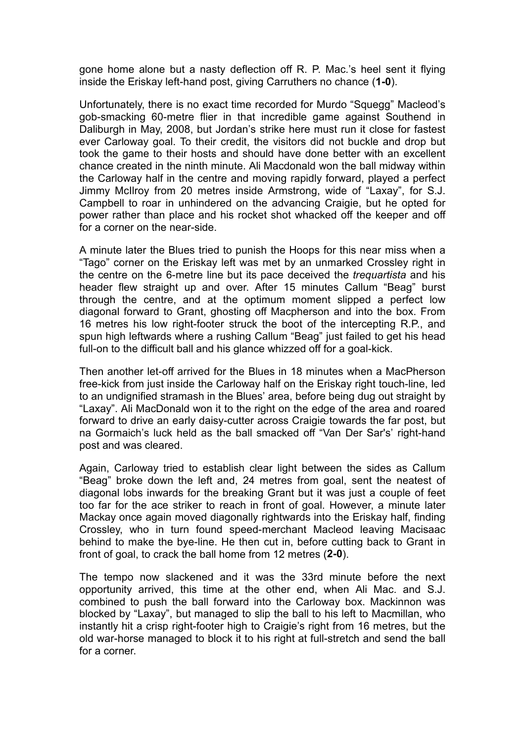gone home alone but a nasty deflection off R. P. Mac.'s heel sent it flying inside the Eriskay left-hand post, giving Carruthers no chance (**1-0**).

Unfortunately, there is no exact time recorded for Murdo "Squegg" Macleod's gob-smacking 60-metre flier in that incredible game against Southend in Daliburgh in May, 2008, but Jordan's strike here must run it close for fastest ever Carloway goal. To their credit, the visitors did not buckle and drop but took the game to their hosts and should have done better with an excellent chance created in the ninth minute. Ali Macdonald won the ball midway within the Carloway half in the centre and moving rapidly forward, played a perfect Jimmy McIlroy from 20 metres inside Armstrong, wide of "Laxay", for S.J. Campbell to roar in unhindered on the advancing Craigie, but he opted for power rather than place and his rocket shot whacked off the keeper and off for a corner on the near-side.

A minute later the Blues tried to punish the Hoops for this near miss when a "Tago" corner on the Eriskay left was met by an unmarked Crossley right in the centre on the 6-metre line but its pace deceived the *trequartista* and his header flew straight up and over. After 15 minutes Callum "Beag" burst through the centre, and at the optimum moment slipped a perfect low diagonal forward to Grant, ghosting off Macpherson and into the box. From 16 metres his low right-footer struck the boot of the intercepting R.P., and spun high leftwards where a rushing Callum "Beag" just failed to get his head full-on to the difficult ball and his glance whizzed off for a goal-kick.

Then another let-off arrived for the Blues in 18 minutes when a MacPherson free-kick from just inside the Carloway half on the Eriskay right touch-line, led to an undignified stramash in the Blues' area, before being dug out straight by "Laxay". Ali MacDonald won it to the right on the edge of the area and roared forward to drive an early daisy-cutter across Craigie towards the far post, but na Gormaich's luck held as the ball smacked off "Van Der Sar's' right-hand post and was cleared.

Again, Carloway tried to establish clear light between the sides as Callum "Beag" broke down the left and, 24 metres from goal, sent the neatest of diagonal lobs inwards for the breaking Grant but it was just a couple of feet too far for the ace striker to reach in front of goal. However, a minute later Mackay once again moved diagonally rightwards into the Eriskay half, finding Crossley, who in turn found speed-merchant Macleod leaving Macisaac behind to make the bye-line. He then cut in, before cutting back to Grant in front of goal, to crack the ball home from 12 metres (**2-0**).

The tempo now slackened and it was the 33rd minute before the next opportunity arrived, this time at the other end, when Ali Mac. and S.J. combined to push the ball forward into the Carloway box. Mackinnon was blocked by "Laxay", but managed to slip the ball to his left to Macmillan, who instantly hit a crisp right-footer high to Craigie's right from 16 metres, but the old war-horse managed to block it to his right at full-stretch and send the ball for a corner.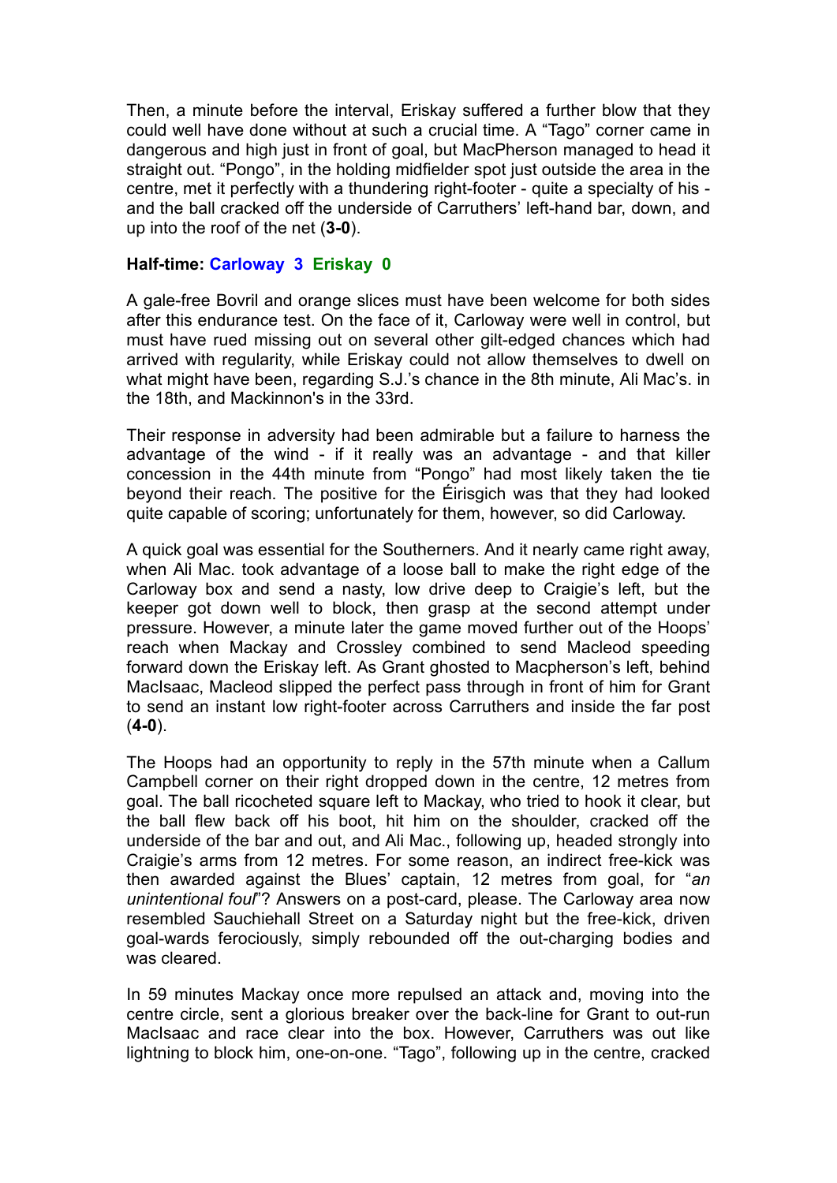Then, a minute before the interval, Eriskay suffered a further blow that they could well have done without at such a crucial time. A "Tago" corner came in dangerous and high just in front of goal, but MacPherson managed to head it straight out. "Pongo", in the holding midfielder spot just outside the area in the centre, met it perfectly with a thundering right-footer - quite a specialty of his - and the ball cracked off the underside of Carruthers' left-hand bar, down, and up into the roof of the net (**3-0**).

**Half-time: Carloway 3 Eriskay 0**

A gale-free Bovril and orange slices must have been welcome for both sides after this endurance test. On the face of it, Carloway were well in control, but must have rued missing out on several other gilt-edged chances which had arrived with regularity, while Eriskay could not allow themselves to dwell on what might have been, regarding S.J.'s chance in the 8th minute, Ali Mac's. in the 18th, and Mackinnon's in the 33rd.

Their response in adversity had been admirable but a failure to harness the advantage of the wind - if it really was an advantage - and that killer concession in the 44th minute from "Pongo" had most likely taken the tie beyond their reach. The positive for the Éirisgich was that they had looked quite capable of scoring; unfortunately for them, however, so did Carloway.

A quick goal was essential for the Southerners. And it nearly came right away, when Ali Mac. took advantage of a loose ball to make the right edge of the Carloway box and send a nasty, low drive deep to Craigie's left, but the keeper got down well to block, then grasp at the second attempt under pressure. However, a minute later the game moved further out of the Hoops' reach when Mackay and Crossley combined to send Macleod speeding forward down the Eriskay left. As Grant ghosted to Macpherson's left, behind MacIsaac, Macleod slipped the perfect pass through in front of him for Grant to send an instant low right-footer across Carruthers and inside the far post (**4-0**).

The Hoops had an opportunity to reply in the 57th minute when a Callum Campbell corner on their right dropped down in the centre, 12 metres from goal. The ball ricocheted square left to Mackay, who tried to hook it clear, but the ball flew back off his boot, hit him on the shoulder, cracked off the underside of the bar and out, and Ali Mac., following up, headed strongly into Craigie's arms from 12 metres. For some reason, an indirect free-kick was then awarded against the Blues' captain, 12 metres from goal, for "*an unintentional foul*"? Answers on a post-card, please. The Carloway area now resembled Sauchiehall Street on a Saturday night but the free-kick, driven goal-wards ferociously, simply rebounded off the out-charging bodies and was cleared.

In 59 minutes Mackay once more repulsed an attack and, moving into the centre circle, sent a glorious breaker over the back-line for Grant to out-run MacIsaac and race clear into the box. However, Carruthers was out like lightning to block him, one-on-one. "Tago", following up in the centre, cracked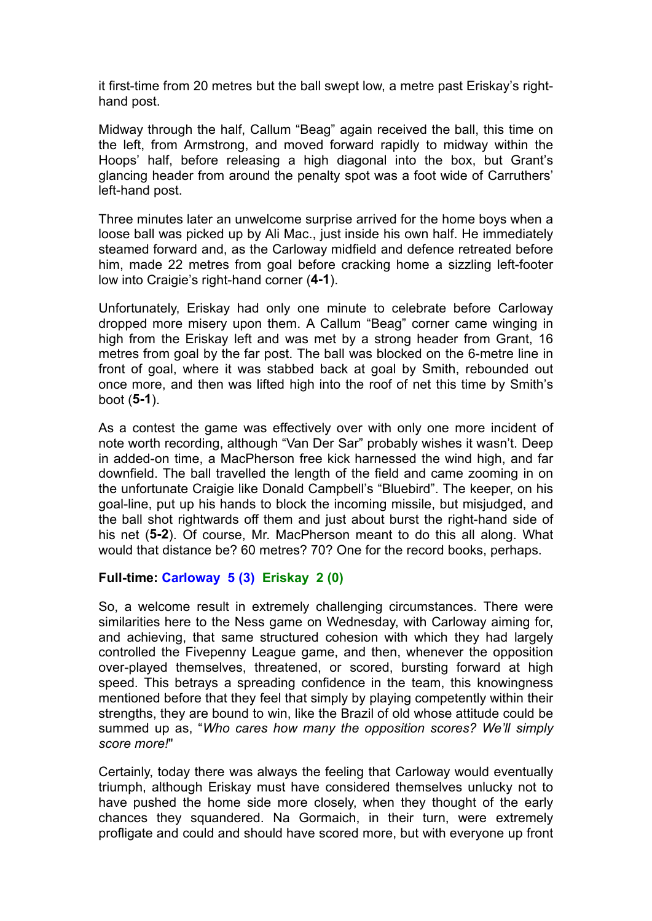it first-time from 20 metres but the ball swept low, a metre past Eriskay's right-hand post.

Midway through the half, Callum "Beag" again received the ball, this time on the left, from Armstrong, and moved forward rapidly to midway within the Hoops' half, before releasing a high diagonal into the box, but Grant's glancing header from around the penalty spot was a foot wide of Carruthers' left-hand post.

Three minutes later an unwelcome surprise arrived for the home boys when a loose ball was picked up by Ali Mac., just inside his own half. He immediately steamed forward and, as the Carloway midfield and defence retreated before him, made 22 metres from goal before cracking home a sizzling left-footer low into Craigie's right-hand corner (**4-1**).

Unfortunately, Eriskay had only one minute to celebrate before Carloway dropped more misery upon them. A Callum "Beag" corner came winging in high from the Eriskay left and was met by a strong header from Grant, 16 metres from goal by the far post. The ball was blocked on the 6-metre line in front of goal, where it was stabbed back at goal by Smith, rebounded out once more, and then was lifted high into the roof of net this time by Smith's boot (**5-1**).

As a contest the game was effectively over with only one more incident of note worth recording, although "Van Der Sar" probably wishes it wasn't. Deep in added-on time, a MacPherson free kick harnessed the wind high, and far downfield. The ball travelled the length of the field and came zooming in on the unfortunate Craigie like Donald Campbell's "Bluebird". The keeper, on his goal-line, put up his hands to block the incoming missile, but misjudged, and the ball shot rightwards off them and just about burst the right-hand side of his net (**5-2**). Of course, Mr. MacPherson meant to do this all along. What would that distance be? 60 metres? 70? One for the record books, perhaps.

**Full-time: Carloway 5 (3) Eriskay 2 (0)**

So, a welcome result in extremely challenging circumstances. There were similarities here to the Ness game on Wednesday, with Carloway aiming for, and achieving, that same structured cohesion with which they had largely controlled the Fivepenny League game, and then, whenever the opposition over-played themselves, threatened, or scored, bursting forward at high speed. This betrays a spreading confidence in the team, this knowingness mentioned before that they feel that simply by playing competently within their strengths, they are bound to win, like the Brazil of old whose attitude could be summed up as, "*Who cares how many the opposition scores? We'll simply score more!*"

Certainly, today there was always the feeling that Carloway would eventually triumph, although Eriskay must have considered themselves unlucky not to have pushed the home side more closely, when they thought of the early chances they squandered. Na Gormaich, in their turn, were extremely profligate and could and should have scored more, but with everyone up front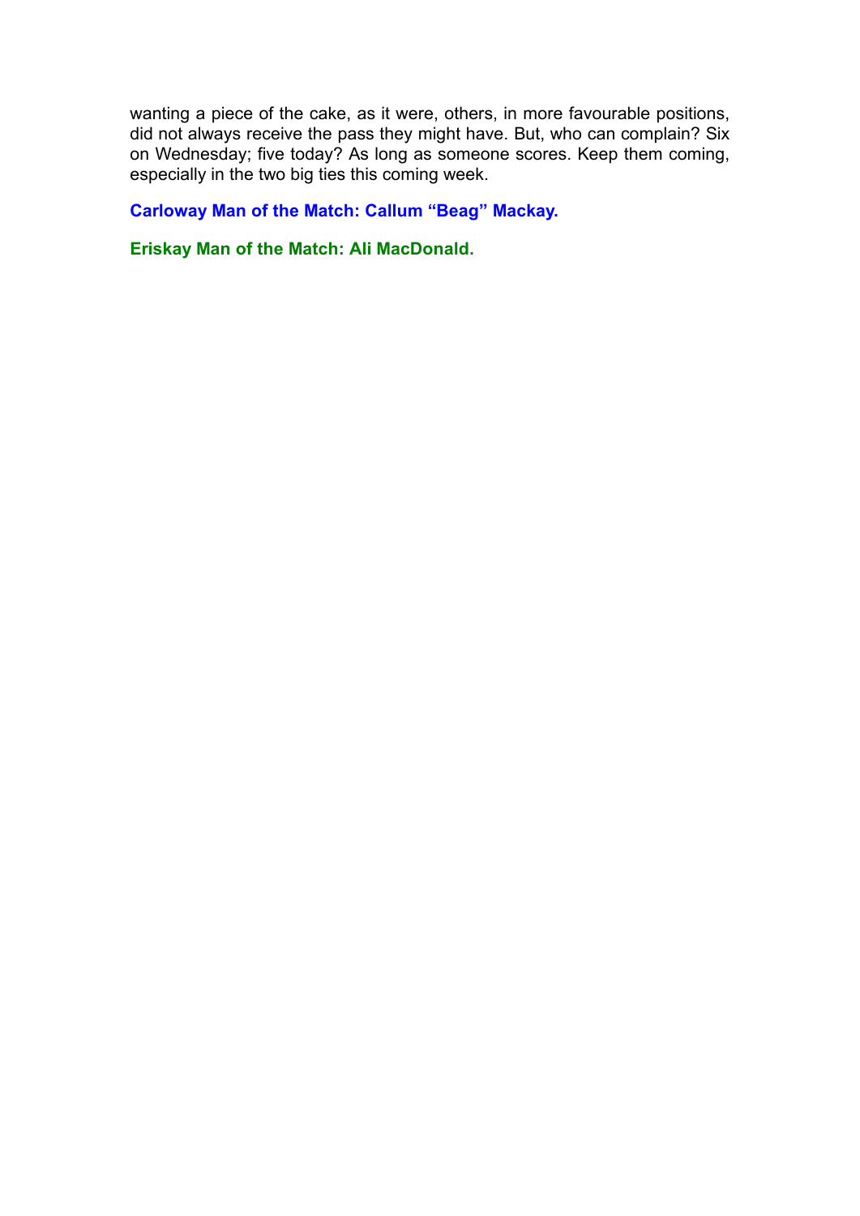wanting a piece of the cake, as it were, others, in more favourable positions, did not always receive the pass they might have. But, who can complain? Six on Wednesday; five today? As long as someone scores. Keep them coming, especially in the two big ties this coming week.

**Carloway Man of the Match: Callum “Beag” Mackay.**

**Eriskay Man of the Match: Ali MacDonald.**